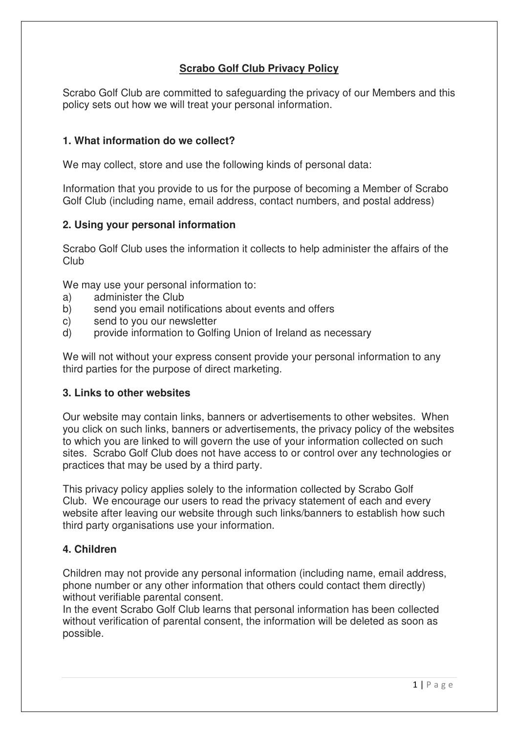# Scrabo Golf Club Privacy Policy

Scrabo Golf Club are committed to safeguarding the privacy of our Members and this policy sets out how we will treat your personal information.

### 1. What information do we collect?

We may collect, store and use the following kinds of personal data:

Information that you provide to us for the purpose of becoming a Member of Scrabo Golf Club (including name, email address, contact numbers, and postal address)

### 2. Using your personal information

Scrabo Golf Club uses the information it collects to help administer the affairs of the Club

We may use your personal information to:

a) administer the Club
b) send you email notifications about events and offers
c) send to you our newsletter
d) provide information to Golfing Union of Ireland as necessary

We will not without your express consent provide your personal information to any third parties for the purpose of direct marketing.

### 3. Links to other websites

Our website may contain links, banners or advertisements to other websites. When you click on such links, banners or advertisements, the privacy policy of the websites to which you are linked to will govern the use of your information collected on such sites. Scrabo Golf Club does not have access to or control over any technologies or practices that may be used by a third party.

This privacy policy applies solely to the information collected by Scrabo Golf Club. We encourage our users to read the privacy statement of each and every website after leaving our website through such links/banners to establish how such third party organisations use your information.

### 4. Children

Children may not provide any personal information (including name, email address, phone number or any other information that others could contact them directly) without verifiable parental consent.
In the event Scrabo Golf Club learns that personal information has been collected without verification of parental consent, the information will be deleted as soon as possible.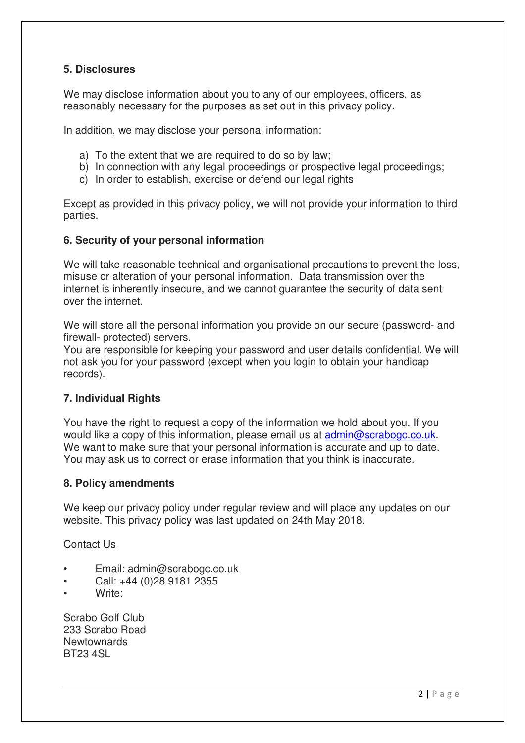**5. Disclosures**

We may disclose information about you to any of our employees, officers, as reasonably necessary for the purposes as set out in this privacy policy.

In addition, we may disclose your personal information:

a) To the extent that we are required to do so by law;
b) In connection with any legal proceedings or prospective legal proceedings;
c) In order to establish, exercise or defend our legal rights

Except as provided in this privacy policy, we will not provide your information to third parties.

**6. Security of your personal information**

We will take reasonable technical and organisational precautions to prevent the loss, misuse or alteration of your personal information. Data transmission over the internet is inherently insecure, and we cannot guarantee the security of data sent over the internet.

We will store all the personal information you provide on our secure (password- and firewall- protected) servers.
You are responsible for keeping your password and user details confidential. We will not ask you for your password (except when you login to obtain your handicap records).

**7. Individual Rights**

You have the right to request a copy of the information we hold about you. If you would like a copy of this information, please email us at admin@scrabogc.co.uk. We want to make sure that your personal information is accurate and up to date. You may ask us to correct or erase information that you think is inaccurate.

**8. Policy amendments**

We keep our privacy policy under regular review and will place any updates on our website. This privacy policy was last updated on 24th May 2018.

Contact Us

- Email: admin@scrabogc.co.uk
- Call: +44 (0)28 9181 2355
- Write:

Scrabo Golf Club
233 Scrabo Road
Newtownards
BT23 4SL